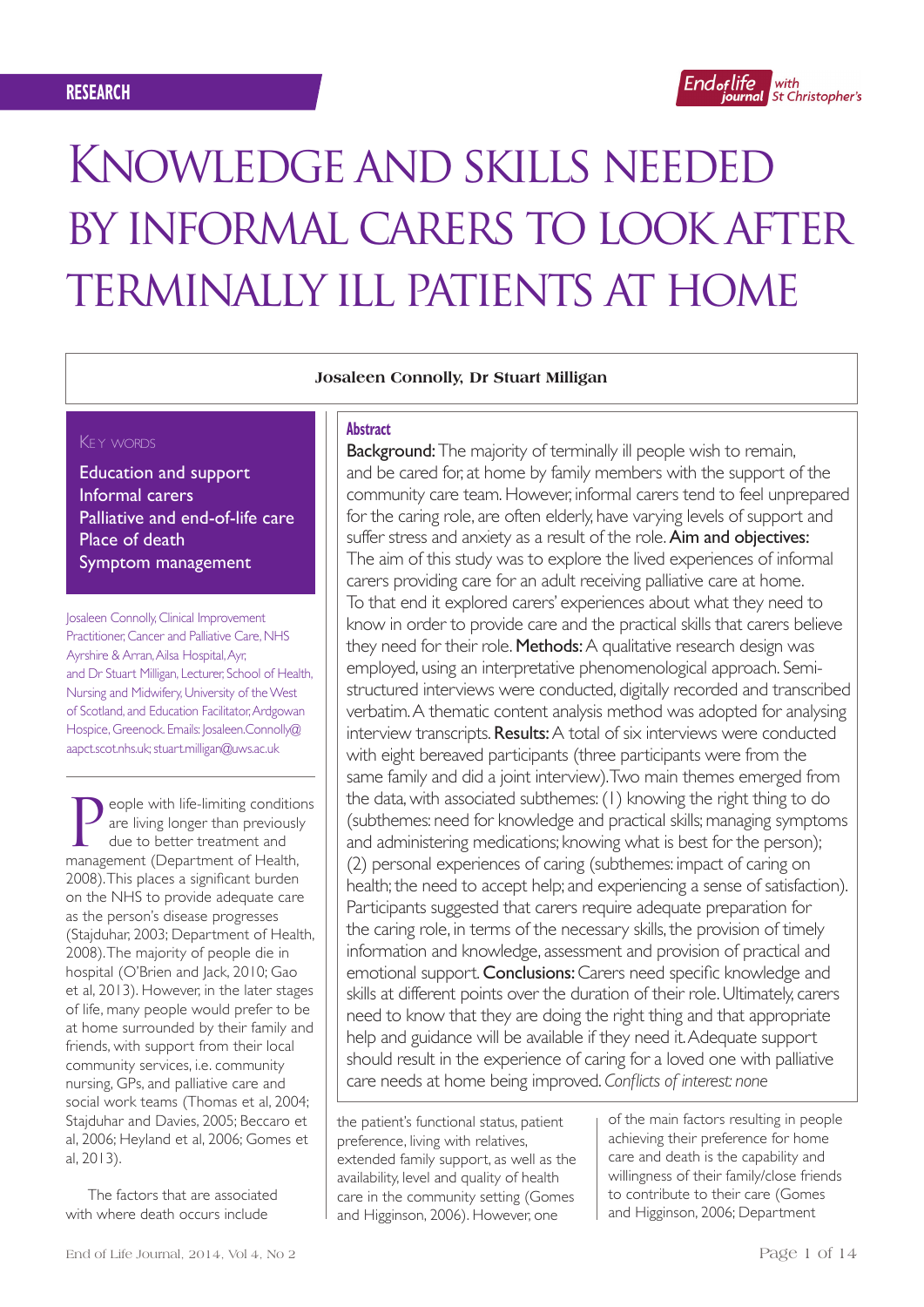RESEARCH

# Knowledge and skills needed by informal carers to look after terminally ill patients at home

**Josaleen Connolly, Dr Stuart Milligan**

## Key words

Education and support
Informal carers
Palliative and end-of-life care
Place of death
Symptom management

Josaleen Connolly, Clinical Improvement Practitioner, Cancer and Palliative Care, NHS Ayrshire & Arran, Ailsa Hospital, Ayr, and Dr Stuart Milligan, Lecturer, School of Health, Nursing and Midwifery, University of the West of Scotland, and Education Facilitator, Ardgowan Hospice, Greenock. Emails: Josaleen.Connolly@aapct.scot.nhs.uk; stuart.milligan@uws.ac.uk

## Abstract

**Background:** The majority of terminally ill people wish to remain, and be cared for, at home by family members with the support of the community care team. However, informal carers tend to feel unprepared for the caring role, are often elderly, have varying levels of support and suffer stress and anxiety as a result of the role. **Aim and objectives:** The aim of this study was to explore the lived experiences of informal carers providing care for an adult receiving palliative care at home. To that end it explored carers' experiences about what they need to know in order to provide care and the practical skills that carers believe they need for their role. **Methods:** A qualitative research design was employed, using an interpretative phenomenological approach. Semi-structured interviews were conducted, digitally recorded and transcribed verbatim. A thematic content analysis method was adopted for analysing interview transcripts. **Results:** A total of six interviews were conducted with eight bereaved participants (three participants were from the same family and did a joint interview). Two main themes emerged from the data, with associated subthemes: (1) knowing the right thing to do (subthemes: need for knowledge and practical skills; managing symptoms and administering medications; knowing what is best for the person); (2) personal experiences of caring (subthemes: impact of caring on health; the need to accept help; and experiencing a sense of satisfaction). Participants suggested that carers require adequate preparation for the caring role, in terms of the necessary skills, the provision of timely information and knowledge, assessment and provision of practical and emotional support. **Conclusions:** Carers need specific knowledge and skills at different points over the duration of their role. Ultimately, carers need to know that they are doing the right thing and that appropriate help and guidance will be available if they need it. Adequate support should result in the experience of caring for a loved one with palliative care needs at home being improved. *Conflicts of interest: none*

People with life-limiting conditions are living longer than previously due to better treatment and management (Department of Health, 2008). This places a significant burden on the NHS to provide adequate care as the person's disease progresses (Stajduhar, 2003; Department of Health, 2008). The majority of people die in hospital (O'Brien and Jack, 2010; Gao et al, 2013). However, in the later stages of life, many people would prefer to be at home surrounded by their family and friends, with support from their local community services, i.e. community nursing, GPs, and palliative care and social work teams (Thomas et al, 2004; Stajduhar and Davies, 2005; Beccaro et al, 2006; Heyland et al, 2006; Gomes et al, 2013).

The factors that are associated with where death occurs include the patient's functional status, patient preference, living with relatives, extended family support, as well as the availability, level and quality of health care in the community setting (Gomes and Higginson, 2006). However, one of the main factors resulting in people achieving their preference for home care and death is the capability and willingness of their family/close friends to contribute to their care (Gomes and Higginson, 2006; Department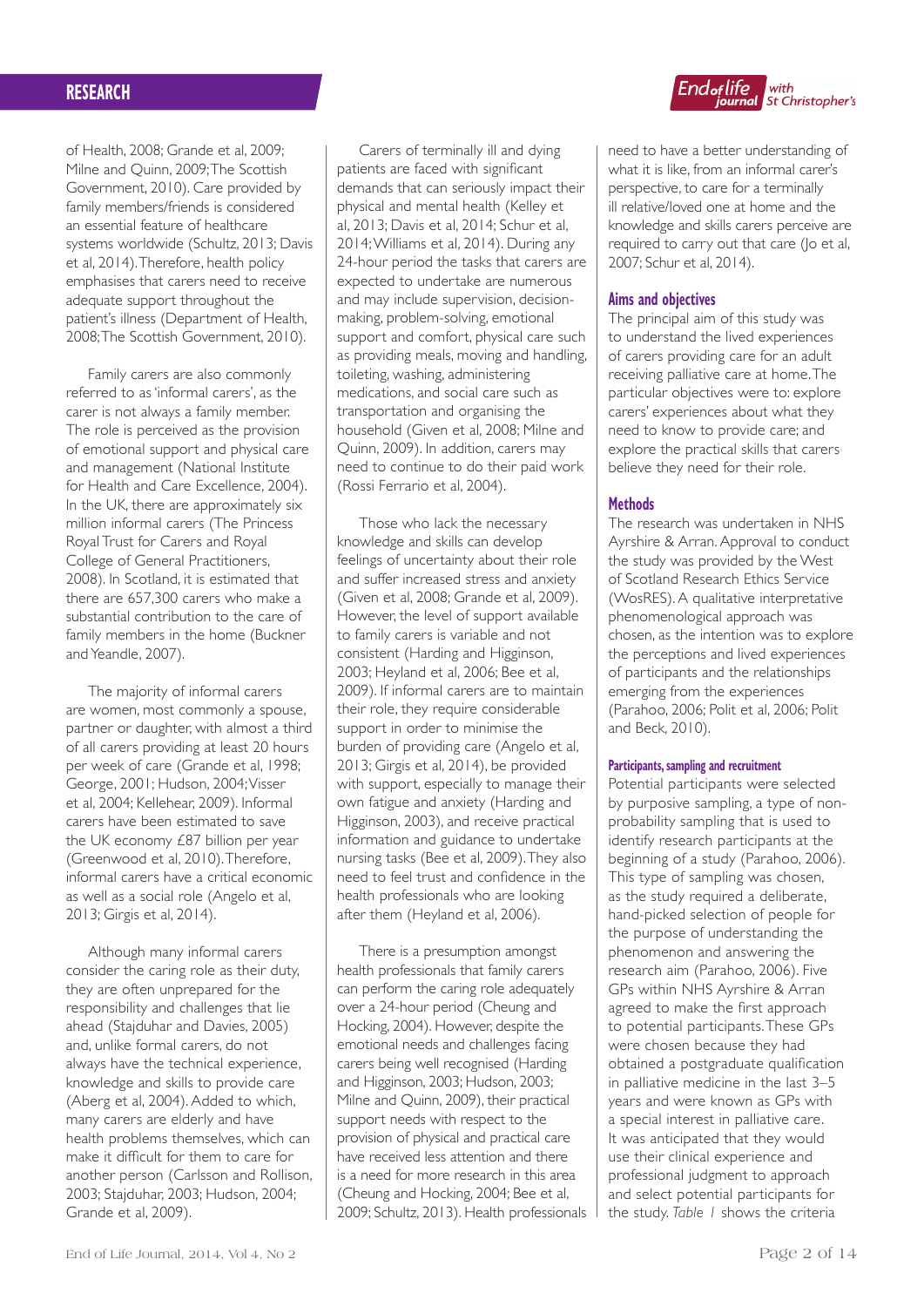of Health, 2008; Grande et al, 2009; Milne and Quinn, 2009; The Scottish Government, 2010). Care provided by family members/friends is considered an essential feature of healthcare systems worldwide (Schultz, 2013; Davis et al, 2014). Therefore, health policy emphasises that carers need to receive adequate support throughout the patient's illness (Department of Health, 2008; The Scottish Government, 2010).

Family carers are also commonly referred to as 'informal carers', as the carer is not always a family member. The role is perceived as the provision of emotional support and physical care and management (National Institute for Health and Care Excellence, 2004). In the UK, there are approximately six million informal carers (The Princess Royal Trust for Carers and Royal College of General Practitioners, 2008). In Scotland, it is estimated that there are 657,300 carers who make a substantial contribution to the care of family members in the home (Buckner and Yeandle, 2007).

The majority of informal carers are women, most commonly a spouse, partner or daughter, with almost a third of all carers providing at least 20 hours per week of care (Grande et al, 1998; George, 2001; Hudson, 2004; Visser et al, 2004; Kellehear, 2009). Informal carers have been estimated to save the UK economy £87 billion per year (Greenwood et al, 2010). Therefore, informal carers have a critical economic as well as a social role (Angelo et al, 2013; Girgis et al, 2014).

Although many informal carers consider the caring role as their duty, they are often unprepared for the responsibility and challenges that lie ahead (Stajduhar and Davies, 2005) and, unlike formal carers, do not always have the technical experience, knowledge and skills to provide care (Aberg et al, 2004). Added to which, many carers are elderly and have health problems themselves, which can make it difficult for them to care for another person (Carlsson and Rollison, 2003; Stajduhar, 2003; Hudson, 2004; Grande et al, 2009).

Carers of terminally ill and dying patients are faced with significant demands that can seriously impact their physical and mental health (Kelley et al, 2013; Davis et al, 2014; Schur et al, 2014; Williams et al, 2014). During any 24-hour period the tasks that carers are expected to undertake are numerous and may include supervision, decision-making, problem-solving, emotional support and comfort, physical care such as providing meals, moving and handling, toileting, washing, administering medications, and social care such as transportation and organising the household (Given et al, 2008; Milne and Quinn, 2009). In addition, carers may need to continue to do their paid work (Rossi Ferrario et al, 2004).

Those who lack the necessary knowledge and skills can develop feelings of uncertainty about their role and suffer increased stress and anxiety (Given et al, 2008; Grande et al, 2009). However, the level of support available to family carers is variable and not consistent (Harding and Higginson, 2003; Heyland et al, 2006; Bee et al, 2009). If informal carers are to maintain their role, they require considerable support in order to minimise the burden of providing care (Angelo et al, 2013; Girgis et al, 2014), be provided with support, especially to manage their own fatigue and anxiety (Harding and Higginson, 2003), and receive practical information and guidance to undertake nursing tasks (Bee et al, 2009). They also need to feel trust and confidence in the health professionals who are looking after them (Heyland et al, 2006).

There is a presumption amongst health professionals that family carers can perform the caring role adequately over a 24-hour period (Cheung and Hocking, 2004). However, despite the emotional needs and challenges facing carers being well recognised (Harding and Higginson, 2003; Hudson, 2003; Milne and Quinn, 2009), their practical support needs with respect to the provision of physical and practical care have received less attention and there is a need for more research in this area (Cheung and Hocking, 2004; Bee et al, 2009; Schultz, 2013). Health professionals need to have a better understanding of what it is like, from an informal carer's perspective, to care for a terminally ill relative/loved one at home and the knowledge and skills carers perceive are required to carry out that care (Jo et al, 2007; Schur et al, 2014).

## Aims and objectives

The principal aim of this study was to understand the lived experiences of carers providing care for an adult receiving palliative care at home. The particular objectives were to: explore carers' experiences about what they need to know to provide care; and explore the practical skills that carers believe they need for their role.

## Methods

The research was undertaken in NHS Ayrshire & Arran. Approval to conduct the study was provided by the West of Scotland Research Ethics Service (WosRES). A qualitative interpretative phenomenological approach was chosen, as the intention was to explore the perceptions and lived experiences of participants and the relationships emerging from the experiences (Parahoo, 2006; Polit et al, 2006; Polit and Beck, 2010).

### Participants, sampling and recruitment

Potential participants were selected by purposive sampling, a type of non-probability sampling that is used to identify research participants at the beginning of a study (Parahoo, 2006). This type of sampling was chosen, as the study required a deliberate, hand-picked selection of people for the purpose of understanding the phenomenon and answering the research aim (Parahoo, 2006). Five GPs within NHS Ayrshire & Arran agreed to make the first approach to potential participants. These GPs were chosen because they had obtained a postgraduate qualification in palliative medicine in the last 3–5 years and were known as GPs with a special interest in palliative care. It was anticipated that they would use their clinical experience and professional judgment to approach and select potential participants for the study. *Table 1* shows the criteria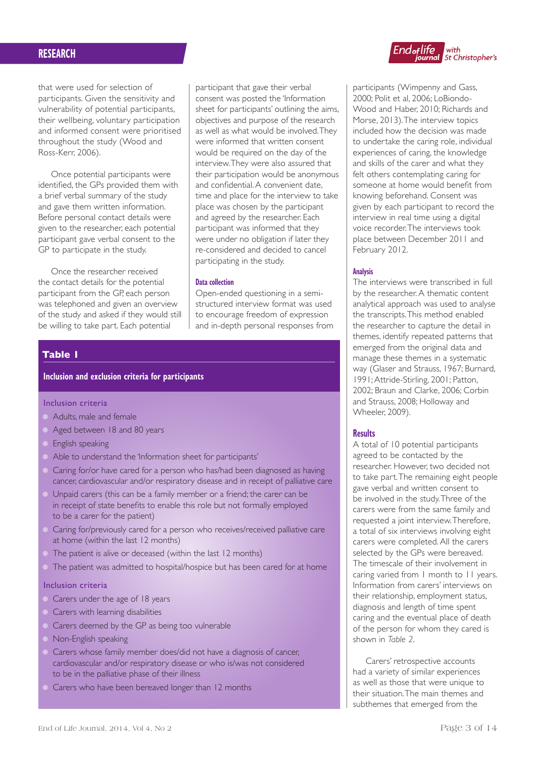that were used for selection of participants. Given the sensitivity and vulnerability of potential participants, their wellbeing, voluntary participation and informed consent were prioritised throughout the study (Wood and Ross-Kerr, 2006).

Once potential participants were identified, the GPs provided them with a brief verbal summary of the study and gave them written information. Before personal contact details were given to the researcher, each potential participant gave verbal consent to the GP to participate in the study.

Once the researcher received the contact details for the potential participant from the GP, each person was telephoned and given an overview of the study and asked if they would still be willing to take part. Each potential participant that gave their verbal consent was posted the 'Information sheet for participants' outlining the aims, objectives and purpose of the research as well as what would be involved. They were informed that written consent would be required on the day of the interview. They were also assured that their participation would be anonymous and confidential. A convenient date, time and place for the interview to take place was chosen by the participant and agreed by the researcher. Each participant was informed that they were under no obligation if later they re-considered and decided to cancel participating in the study.

### Data collection

Open-ended questioning in a semi-structured interview format was used to encourage freedom of expression and in-depth personal responses from participants (Wimpenny and Gass, 2000; Polit et al, 2006; LoBiondo-Wood and Haber, 2010; Richards and Morse, 2013). The interview topics included how the decision was made to undertake the caring role, individual experiences of caring, the knowledge and skills of the carer and what they felt others contemplating caring for someone at home would benefit from knowing beforehand. Consent was given by each participant to record the interview in real time using a digital voice recorder. The interviews took place between December 2011 and February 2012.

**Table 1**

**Inclusion and exclusion criteria for participants**

Inclusion criteria

- Adults, male and female
- Aged between 18 and 80 years
- English speaking
- Able to understand the 'Information sheet for participants'
- Caring for/or have cared for a person who has/had been diagnosed as having cancer, cardiovascular and/or respiratory disease and in receipt of palliative care
- Unpaid carers (this can be a family member or a friend; the carer can be in receipt of state benefits to enable this role but not formally employed to be a carer for the patient)
- Caring for/previously cared for a person who receives/received palliative care at home (within the last 12 months)
- The patient is alive or deceased (within the last 12 months)
- The patient was admitted to hospital/hospice but has been cared for at home

Inclusion criteria

- Carers under the age of 18 years
- Carers with learning disabilities
- Carers deemed by the GP as being too vulnerable
- Non-English speaking
- Carers whose family member does/did not have a diagnosis of cancer, cardiovascular and/or respiratory disease or who is/was not considered to be in the palliative phase of their illness
- Carers who have been bereaved longer than 12 months

### Analysis

The interviews were transcribed in full by the researcher. A thematic content analytical approach was used to analyse the transcripts. This method enabled the researcher to capture the detail in themes, identify repeated patterns that emerged from the original data and manage these themes in a systematic way (Glaser and Strauss, 1967; Burnard, 1991; Attride-Stirling, 2001; Patton, 2002; Braun and Clarke, 2006; Corbin and Strauss, 2008; Holloway and Wheeler, 2009).

## Results

A total of 10 potential participants agreed to be contacted by the researcher. However, two decided not to take part. The remaining eight people gave verbal and written consent to be involved in the study. Three of the carers were from the same family and requested a joint interview. Therefore, a total of six interviews involving eight carers were completed. All the carers selected by the GPs were bereaved. The timescale of their involvement in caring varied from 1 month to 11 years. Information from carers' interviews on their relationship, employment status, diagnosis and length of time spent caring and the eventual place of death of the person for whom they cared is shown in *Table 2*.

Carers' retrospective accounts had a variety of similar experiences as well as those that were unique to their situation. The main themes and subthemes that emerged from the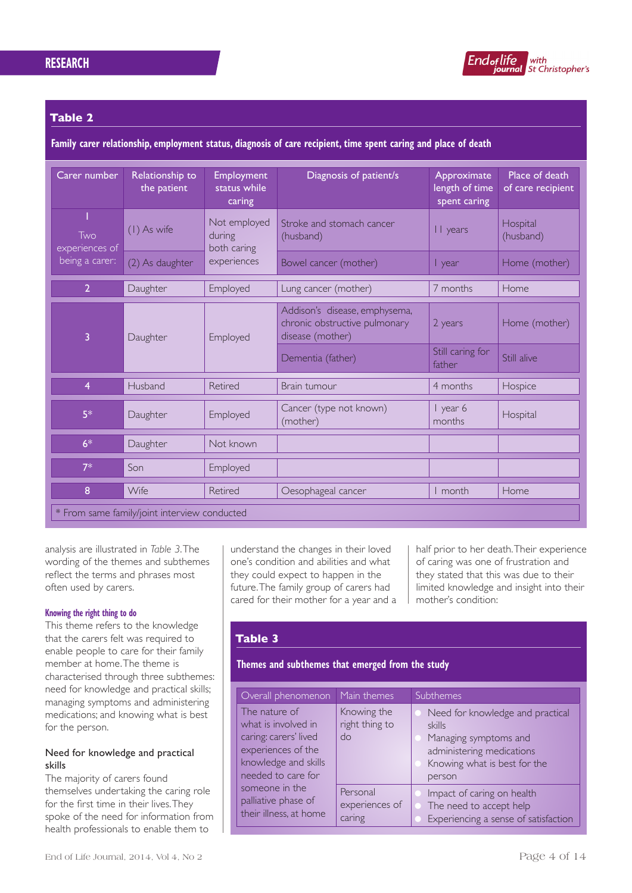**Table 2**

**Family carer relationship, employment status, diagnosis of care recipient, time spent caring and place of death**

| Carer number | Relationship to the patient | Employment status while caring | Diagnosis of patient/s | Approximate length of time spent caring | Place of death of care recipient |
|---|---|---|---|---|---|
| 1 Two experiences of being a carer: | (1) As wife | Not employed during both caring experiences | Stroke and stomach cancer (husband) | 11 years | Hospital (husband) |
| | (2) As daughter | | Bowel cancer (mother) | 1 year | Home (mother) |
| 2 | Daughter | Employed | Lung cancer (mother) | 7 months | Home |
| 3 | Daughter | Employed | Addison's disease, emphysema, chronic obstructive pulmonary disease (mother) | 2 years | Home (mother) |
| | | | Dementia (father) | Still caring for father | Still alive |
| 4 | Husband | Retired | Brain tumour | 4 months | Hospice |
| 5* | Daughter | Employed | Cancer (type not known) (mother) | 1 year 6 months | Hospital |
| 6* | Daughter | Not known | | | |
| 7* | Son | Employed | | | |
| 8 | Wife | Retired | Oesophageal cancer | 1 month | Home |

\* From same family/joint interview conducted

analysis are illustrated in *Table 3*. The wording of the themes and subthemes reflect the terms and phrases most often used by carers.

### Knowing the right thing to do

This theme refers to the knowledge that the carers felt was required to enable people to care for their family member at home. The theme is characterised through three subthemes: need for knowledge and practical skills; managing symptoms and administering medications; and knowing what is best for the person.

#### Need for knowledge and practical skills

The majority of carers found themselves undertaking the caring role for the first time in their lives. They spoke of the need for information from health professionals to enable them to understand the changes in their loved one's condition and abilities and what they could expect to happen in the future. The family group of carers had cared for their mother for a year and a half prior to her death. Their experience of caring was one of frustration and they stated that this was due to their limited knowledge and insight into their mother's condition:

**Table 3**

**Themes and subthemes that emerged from the study**

| Overall phenomenon | Main themes | Subthemes |
|---|---|---|
| The nature of what is involved in caring: carers' lived experiences of the knowledge and skills needed to care for someone in the palliative phase of their illness, at home | Knowing the right thing to do | • Need for knowledge and practical skills<br>• Managing symptoms and administering medications<br>• Knowing what is best for the person |
| | Personal experiences of caring | • Impact of caring on health<br>• The need to accept help<br>• Experiencing a sense of satisfaction |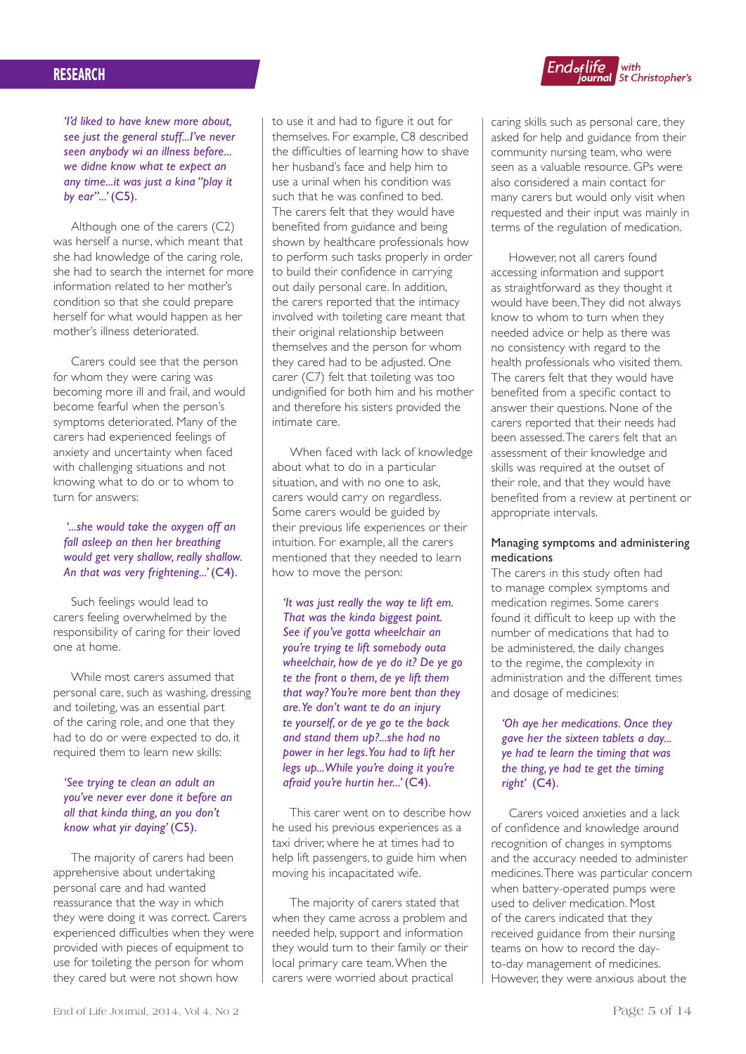*'I'd liked to have knew more about, see just the general stuff...I've never seen anybody wi an illness before... we didne know what te expect an any time...it was just a kina "play it by ear"...'* (C5).

Although one of the carers (C2) was herself a nurse, which meant that she had knowledge of the caring role, she had to search the internet for more information related to her mother's condition so that she could prepare herself for what would happen as her mother's illness deteriorated.

Carers could see that the person for whom they were caring was becoming more ill and frail, and would become fearful when the person's symptoms deteriorated. Many of the carers had experienced feelings of anxiety and uncertainty when faced with challenging situations and not knowing what to do or to whom to turn for answers:

*'...she would take the oxygen off an fall asleep an then her breathing would get very shallow, really shallow. An that was very frightening...'* (C4).

Such feelings would lead to carers feeling overwhelmed by the responsibility of caring for their loved one at home.

While most carers assumed that personal care, such as washing, dressing and toileting, was an essential part of the caring role, and one that they had to do or were expected to do, it required them to learn new skills:

*'See trying te clean an adult an you've never ever done it before an all that kinda thing, an you don't know what yir daying'* (C5).

The majority of carers had been apprehensive about undertaking personal care and had wanted reassurance that the way in which they were doing it was correct. Carers experienced difficulties when they were provided with pieces of equipment to use for toileting the person for whom they cared but were not shown how to use it and had to figure it out for themselves. For example, C8 described the difficulties of learning how to shave her husband's face and help him to use a urinal when his condition was such that he was confined to bed. The carers felt that they would have benefited from guidance and being shown by healthcare professionals how to perform such tasks properly in order to build their confidence in carrying out daily personal care. In addition, the carers reported that the intimacy involved with toileting care meant that their original relationship between themselves and the person for whom they cared had to be adjusted. One carer (C7) felt that toileting was too undignified for both him and his mother and therefore his sisters provided the intimate care.

When faced with lack of knowledge about what to do in a particular situation, and with no one to ask, carers would carry on regardless. Some carers would be guided by their previous life experiences or their intuition. For example, all the carers mentioned that they needed to learn how to move the person:

*'It was just really the way te lift em. That was the kinda biggest point. See if you've gotta wheelchair an you're trying te lift somebody outa wheelchair, how de ye do it? De ye go te the front o them, de ye lift them that way? You're more bent than they are. Ye don't want te do an injury te yourself, or de ye go te the back and stand them up?...she had no power in her legs. You had to lift her legs up...While you're doing it you're afraid you're hurtin her...'* (C4).

This carer went on to describe how he used his previous experiences as a taxi driver, where he at times had to help lift passengers, to guide him when moving his incapacitated wife.

The majority of carers stated that when they came across a problem and needed help, support and information they would turn to their family or their local primary care team. When the carers were worried about practical caring skills such as personal care, they asked for help and guidance from their community nursing team, who were seen as a valuable resource. GPs were also considered a main contact for many carers but would only visit when requested and their input was mainly in terms of the regulation of medication.

However, not all carers found accessing information and support as straightforward as they thought it would have been. They did not always know to whom to turn when they needed advice or help as there was no consistency with regard to the health professionals who visited them. The carers felt that they would have benefited from a specific contact to answer their questions. None of the carers reported that their needs had been assessed. The carers felt that an assessment of their knowledge and skills was required at the outset of their role, and that they would have benefited from a review at pertinent or appropriate intervals.

### Managing symptoms and administering medications

The carers in this study often had to manage complex symptoms and medication regimes. Some carers found it difficult to keep up with the number of medications that had to be administered, the daily changes to the regime, the complexity in administration and the different times and dosage of medicines:

*'Oh aye her medications. Once they gave her the sixteen tablets a day... ye had te learn the timing that was the thing, ye had te get the timing right'* (C4).

Carers voiced anxieties and a lack of confidence and knowledge around recognition of changes in symptoms and the accuracy needed to administer medicines. There was particular concern when battery-operated pumps were used to deliver medication. Most of the carers indicated that they received guidance from their nursing teams on how to record the day-to-day management of medicines. However, they were anxious about the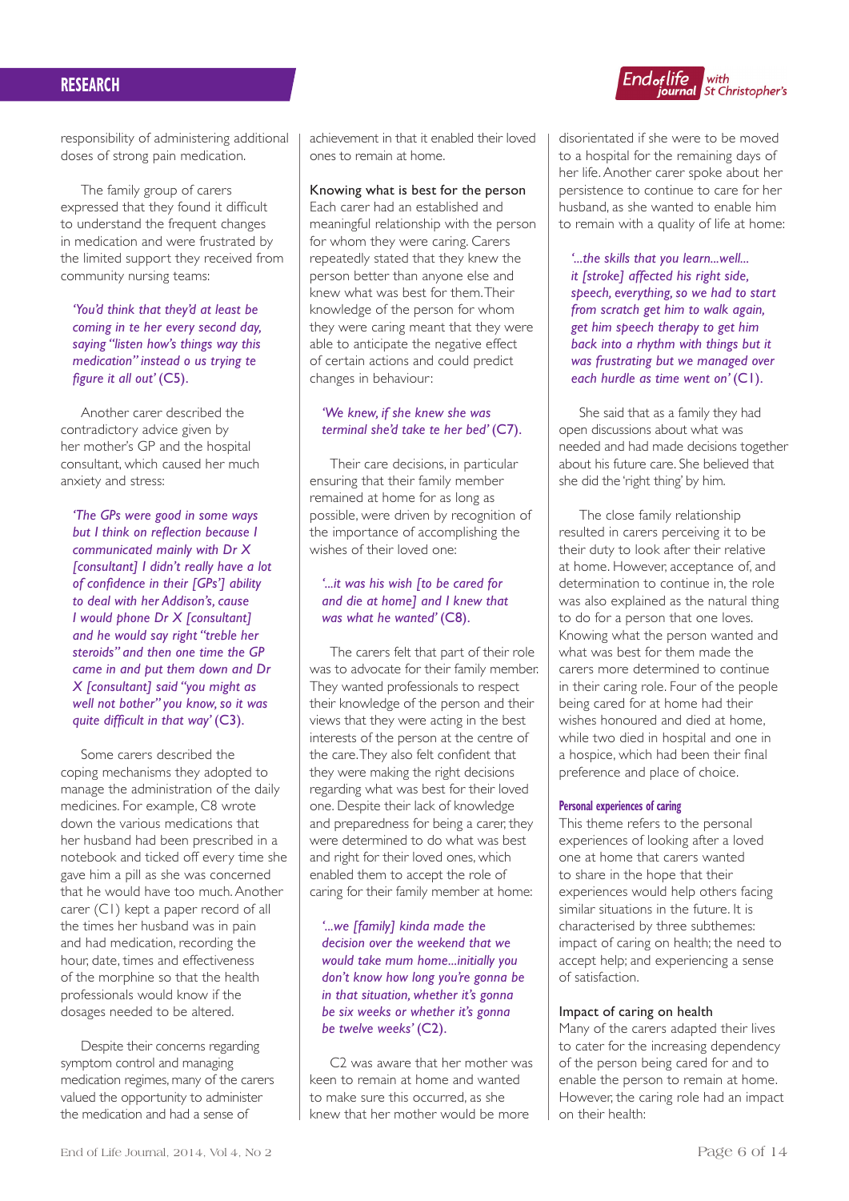responsibility of administering additional doses of strong pain medication.

The family group of carers expressed that they found it difficult to understand the frequent changes in medication and were frustrated by the limited support they received from community nursing teams:

> *'You'd think that they'd at least be coming in te her every second day, saying "listen how's things way this medication" instead o us trying te figure it all out'* (C5).

Another carer described the contradictory advice given by her mother's GP and the hospital consultant, which caused her much anxiety and stress:

> *'The GPs were good in some ways but I think on reflection because I communicated mainly with Dr X [consultant] I didn't really have a lot of confidence in their [GPs'] ability to deal with her Addison's, cause I would phone Dr X [consultant] and he would say right "treble her steroids" and then one time the GP came in and put them down and Dr X [consultant] said "you might as well not bother" you know, so it was quite difficult in that way'* (C3).

Some carers described the coping mechanisms they adopted to manage the administration of the daily medicines. For example, C8 wrote down the various medications that her husband had been prescribed in a notebook and ticked off every time she gave him a pill as she was concerned that he would have too much. Another carer (C1) kept a paper record of all the times her husband was in pain and had medication, recording the hour, date, times and effectiveness of the morphine so that the health professionals would know if the dosages needed to be altered.

Despite their concerns regarding symptom control and managing medication regimes, many of the carers valued the opportunity to administer the medication and had a sense of achievement in that it enabled their loved ones to remain at home.

### Knowing what is best for the person

Each carer had an established and meaningful relationship with the person for whom they were caring. Carers repeatedly stated that they knew the person better than anyone else and knew what was best for them. Their knowledge of the person for whom they were caring meant that they were able to anticipate the negative effect of certain actions and could predict changes in behaviour:

> *'We knew, if she knew she was terminal she'd take te her bed'* (C7).

Their care decisions, in particular ensuring that their family member remained at home for as long as possible, were driven by recognition of the importance of accomplishing the wishes of their loved one:

> *'...it was his wish [to be cared for and die at home] and I knew that was what he wanted'* (C8).

The carers felt that part of their role was to advocate for their family member. They wanted professionals to respect their knowledge of the person and their views that they were acting in the best interests of the person at the centre of the care. They also felt confident that they were making the right decisions regarding what was best for their loved one. Despite their lack of knowledge and preparedness for being a carer, they were determined to do what was best and right for their loved ones, which enabled them to accept the role of caring for their family member at home:

> *'...we [family] kinda made the decision over the weekend that we would take mum home...initially you don't know how long you're gonna be in that situation, whether it's gonna be six weeks or whether it's gonna be twelve weeks'* (C2).

C2 was aware that her mother was keen to remain at home and wanted to make sure this occurred, as she knew that her mother would be more disorientated if she were to be moved to a hospital for the remaining days of her life. Another carer spoke about her persistence to continue to care for her husband, as she wanted to enable him to remain with a quality of life at home:

> *'...the skills that you learn...well... it [stroke] affected his right side, speech, everything, so we had to start from scratch get him to walk again, get him speech therapy to get him back into a rhythm with things but it was frustrating but we managed over each hurdle as time went on'* (C1).

She said that as a family they had open discussions about what was needed and had made decisions together about his future care. She believed that she did the 'right thing' by him.

The close family relationship resulted in carers perceiving it to be their duty to look after their relative at home. However, acceptance of, and determination to continue in, the role was also explained as the natural thing to do for a person that one loves. Knowing what the person wanted and what was best for them made the carers more determined to continue in their caring role. Four of the people being cared for at home had their wishes honoured and died at home, while two died in hospital and one in a hospice, which had been their final preference and place of choice.

#### Personal experiences of caring

This theme refers to the personal experiences of looking after a loved one at home that carers wanted to share in the hope that their experiences would help others facing similar situations in the future. It is characterised by three subthemes: impact of caring on health; the need to accept help; and experiencing a sense of satisfaction.

### Impact of caring on health

Many of the carers adapted their lives to cater for the increasing dependency of the person being cared for and to enable the person to remain at home. However, the caring role had an impact on their health: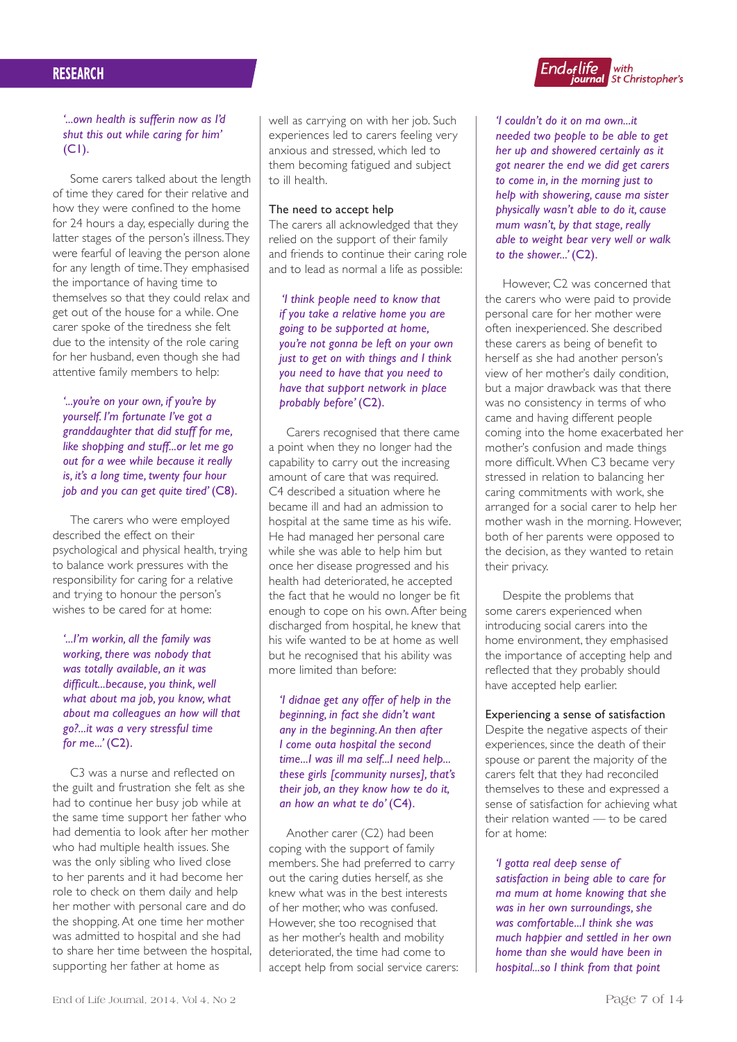*'...own health is sufferin now as I'd shut this out while caring for him'* (C1).

Some carers talked about the length of time they cared for their relative and how they were confined to the home for 24 hours a day, especially during the latter stages of the person's illness. They were fearful of leaving the person alone for any length of time. They emphasised the importance of having time to themselves so that they could relax and get out of the house for a while. One carer spoke of the tiredness she felt due to the intensity of the role caring for her husband, even though she had attentive family members to help:

> *'...you're on your own, if you're by yourself. I'm fortunate I've got a granddaughter that did stuff for me, like shopping and stuff...or let me go out for a wee while because it really is, it's a long time, twenty four hour job and you can get quite tired'* (C8).

The carers who were employed described the effect on their psychological and physical health, trying to balance work pressures with the responsibility for caring for a relative and trying to honour the person's wishes to be cared for at home:

> *'...I'm workin, all the family was working, there was nobody that was totally available, an it was difficult...because, you think, well what about ma job, you know, what about ma colleagues an how will that go?...it was a very stressful time for me...'* (C2).

C3 was a nurse and reflected on the guilt and frustration she felt as she had to continue her busy job while at the same time support her father who had dementia to look after her mother who had multiple health issues. She was the only sibling who lived close to her parents and it had become her role to check on them daily and help her mother with personal care and do the shopping. At one time her mother was admitted to hospital and she had to share her time between the hospital, supporting her father at home as well as carrying on with her job. Such experiences led to carers feeling very anxious and stressed, which led to them becoming fatigued and subject to ill health.

### The need to accept help

The carers all acknowledged that they relied on the support of their family and friends to continue their caring role and to lead as normal a life as possible:

> *'I think people need to know that if you take a relative home you are going to be supported at home, you're not gonna be left on your own just to get on with things and I think you need to have that support network in place probably before'* (C2).

Carers recognised that there came a point when they no longer had the capability to carry out the increasing amount of care that was required. C4 described a situation where he became ill and had an admission to hospital at the same time as his wife. He had managed her personal care while she was able to help him but once her disease progressed and his health had deteriorated, he accepted the fact that he would no longer be fit enough to cope on his own. After being discharged from hospital, he knew that his wife wanted to be at home as well but he recognised that his ability was more limited than before:

> *'I didnae get any offer of help in the beginning, in fact she didn't want any in the beginning. An then after I come outa hospital the second time...I was ill ma self...I need help... these girls [community nurses], that's their job, an they know how te do it, an how an what te do'* (C4).

Another carer (C2) had been coping with the support of family members. She had preferred to carry out the caring duties herself, as she knew what was in the best interests of her mother, who was confused. However, she too recognised that as her mother's health and mobility deteriorated, the time had come to accept help from social service carers:

> *'I couldn't do it on ma own...it needed two people to be able to get her up and showered certainly as it got nearer the end we did get carers to come in, in the morning just to help with showering, cause ma sister physically wasn't able to do it, cause mum wasn't, by that stage, really able to weight bear very well or walk to the shower...'* (C2).

However, C2 was concerned that the carers who were paid to provide personal care for her mother were often inexperienced. She described these carers as being of benefit to herself as she had another person's view of her mother's daily condition, but a major drawback was that there was no consistency in terms of who came and having different people coming into the home exacerbated her mother's confusion and made things more difficult. When C3 became very stressed in relation to balancing her caring commitments with work, she arranged for a social carer to help her mother wash in the morning. However, both of her parents were opposed to the decision, as they wanted to retain their privacy.

Despite the problems that some carers experienced when introducing social carers into the home environment, they emphasised the importance of accepting help and reflected that they probably should have accepted help earlier.

### Experiencing a sense of satisfaction

Despite the negative aspects of their experiences, since the death of their spouse or parent the majority of the carers felt that they had reconciled themselves to these and expressed a sense of satisfaction for achieving what their relation wanted — to be cared for at home:

> *'I gotta real deep sense of satisfaction in being able to care for ma mum at home knowing that she was in her own surroundings, she was comfortable...I think she was much happier and settled in her own home than she would have been in hospital...so I think from that point*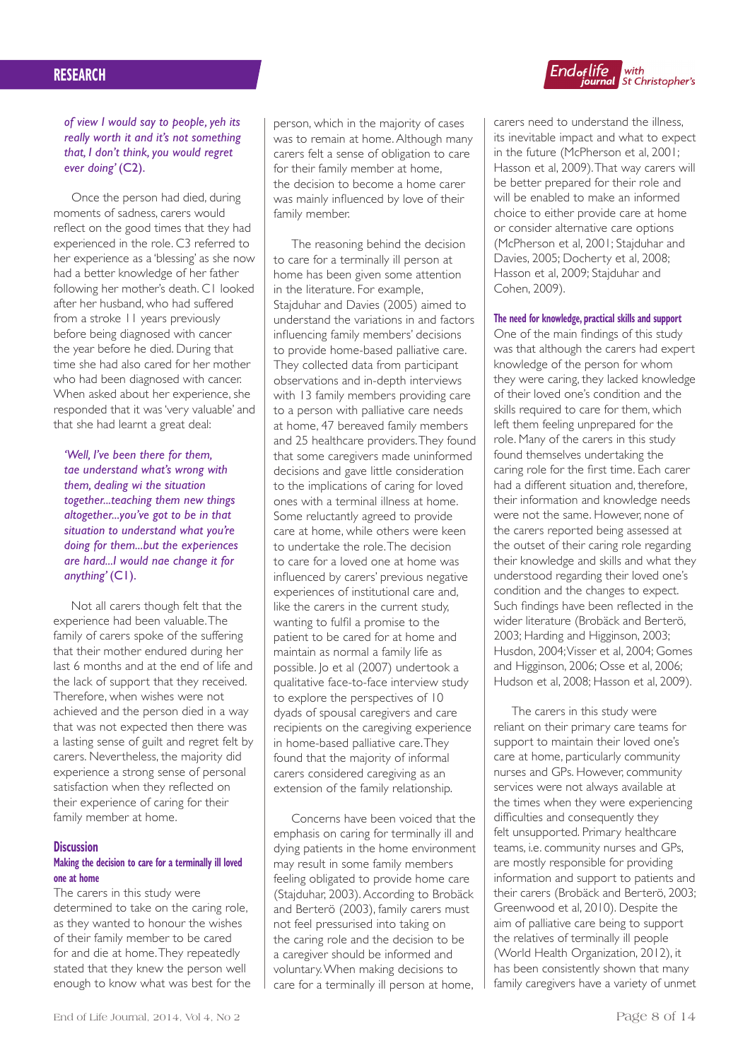*of view I would say to people, yeh its really worth it and it's not something that, I don't think, you would regret ever doing'* (C2).

Once the person had died, during moments of sadness, carers would reflect on the good times that they had experienced in the role. C3 referred to her experience as a 'blessing' as she now had a better knowledge of her father following her mother's death. C1 looked after her husband, who had suffered from a stroke 11 years previously before being diagnosed with cancer the year before he died. During that time she had also cared for her mother who had been diagnosed with cancer. When asked about her experience, she responded that it was 'very valuable' and that she had learnt a great deal:

*'Well, I've been there for them, tae understand what's wrong with them, dealing wi the situation together...teaching them new things altogether...you've got to be in that situation to understand what you're doing for them...but the experiences are hard...I would nae change it for anything'* (C1).

Not all carers though felt that the experience had been valuable. The family of carers spoke of the suffering that their mother endured during her last 6 months and at the end of life and the lack of support that they received. Therefore, when wishes were not achieved and the person died in a way that was not expected then there was a lasting sense of guilt and regret felt by carers. Nevertheless, the majority did experience a strong sense of personal satisfaction when they reflected on their experience of caring for their family member at home.

## Discussion

### Making the decision to care for a terminally ill loved one at home

The carers in this study were determined to take on the caring role, as they wanted to honour the wishes of their family member to be cared for and die at home. They repeatedly stated that they knew the person well enough to know what was best for the person, which in the majority of cases was to remain at home. Although many carers felt a sense of obligation to care for their family member at home, the decision to become a home carer was mainly influenced by love of their family member.

The reasoning behind the decision to care for a terminally ill person at home has been given some attention in the literature. For example, Stajduhar and Davies (2005) aimed to understand the variations in and factors influencing family members' decisions to provide home-based palliative care. They collected data from participant observations and in-depth interviews with 13 family members providing care to a person with palliative care needs at home, 47 bereaved family members and 25 healthcare providers. They found that some caregivers made uninformed decisions and gave little consideration to the implications of caring for loved ones with a terminal illness at home. Some reluctantly agreed to provide care at home, while others were keen to undertake the role. The decision to care for a loved one at home was influenced by carers' previous negative experiences of institutional care and, like the carers in the current study, wanting to fulfil a promise to the patient to be cared for at home and maintain as normal a family life as possible. Jo et al (2007) undertook a qualitative face-to-face interview study to explore the perspectives of 10 dyads of spousal caregivers and care recipients on the caregiving experience in home-based palliative care. They found that the majority of informal carers considered caregiving as an extension of the family relationship.

Concerns have been voiced that the emphasis on caring for terminally ill and dying patients in the home environment may result in some family members feeling obligated to provide home care (Stajduhar, 2003). According to Brobäck and Berterö (2003), family carers must not feel pressurised into taking on the caring role and the decision to be a caregiver should be informed and voluntary. When making decisions to care for a terminally ill person at home, carers need to understand the illness, its inevitable impact and what to expect in the future (McPherson et al, 2001; Hasson et al, 2009). That way carers will be better prepared for their role and will be enabled to make an informed choice to either provide care at home or consider alternative care options (McPherson et al, 2001; Stajduhar and Davies, 2005; Docherty et al, 2008; Hasson et al, 2009; Stajduhar and Cohen, 2009).

### The need for knowledge, practical skills and support

One of the main findings of this study was that although the carers had expert knowledge of the person for whom they were caring, they lacked knowledge of their loved one's condition and the skills required to care for them, which left them feeling unprepared for the role. Many of the carers in this study found themselves undertaking the caring role for the first time. Each carer had a different situation and, therefore, their information and knowledge needs were not the same. However, none of the carers reported being assessed at the outset of their caring role regarding their knowledge and skills and what they understood regarding their loved one's condition and the changes to expect. Such findings have been reflected in the wider literature (Brobäck and Berterö, 2003; Harding and Higginson, 2003; Husdon, 2004; Visser et al, 2004; Gomes and Higginson, 2006; Osse et al, 2006; Hudson et al, 2008; Hasson et al, 2009).

The carers in this study were reliant on their primary care teams for support to maintain their loved one's care at home, particularly community nurses and GPs. However, community services were not always available at the times when they were experiencing difficulties and consequently they felt unsupported. Primary healthcare teams, i.e. community nurses and GPs, are mostly responsible for providing information and support to patients and their carers (Brobäck and Berterö, 2003; Greenwood et al, 2010). Despite the aim of palliative care being to support the relatives of terminally ill people (World Health Organization, 2012), it has been consistently shown that many family caregivers have a variety of unmet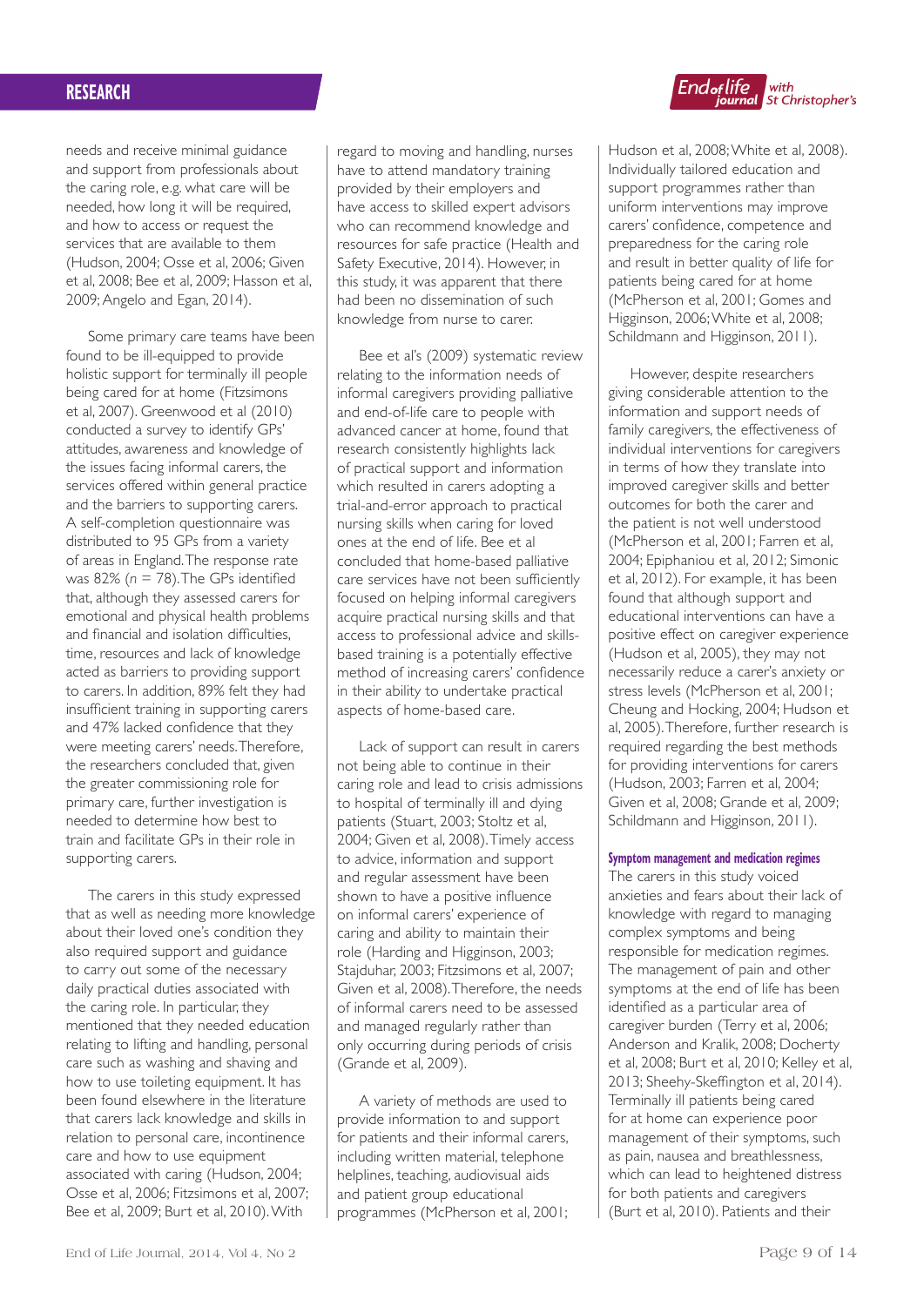needs and receive minimal guidance and support from professionals about the caring role, e.g. what care will be needed, how long it will be required, and how to access or request the services that are available to them (Hudson, 2004; Osse et al, 2006; Given et al, 2008; Bee et al, 2009; Hasson et al, 2009; Angelo and Egan, 2014).

Some primary care teams have been found to be ill-equipped to provide holistic support for terminally ill people being cared for at home (Fitzsimons et al, 2007). Greenwood et al (2010) conducted a survey to identify GPs' attitudes, awareness and knowledge of the issues facing informal carers, the services offered within general practice and the barriers to supporting carers. A self-completion questionnaire was distributed to 95 GPs from a variety of areas in England. The response rate was 82% ($n = 78$). The GPs identified that, although they assessed carers for emotional and physical health problems and financial and isolation difficulties, time, resources and lack of knowledge acted as barriers to providing support to carers. In addition, 89% felt they had insufficient training in supporting carers and 47% lacked confidence that they were meeting carers' needs. Therefore, the researchers concluded that, given the greater commissioning role for primary care, further investigation is needed to determine how best to train and facilitate GPs in their role in supporting carers.

The carers in this study expressed that as well as needing more knowledge about their loved one's condition they also required support and guidance to carry out some of the necessary daily practical duties associated with the caring role. In particular, they mentioned that they needed education relating to lifting and handling, personal care such as washing and shaving and how to use toileting equipment. It has been found elsewhere in the literature that carers lack knowledge and skills in relation to personal care, incontinence care and how to use equipment associated with caring (Hudson, 2004; Osse et al, 2006; Fitzsimons et al, 2007; Bee et al, 2009; Burt et al, 2010). With regard to moving and handling, nurses have to attend mandatory training provided by their employers and have access to skilled expert advisors who can recommend knowledge and resources for safe practice (Health and Safety Executive, 2014). However, in this study, it was apparent that there had been no dissemination of such knowledge from nurse to carer.

Bee et al's (2009) systematic review relating to the information needs of informal caregivers providing palliative and end-of-life care to people with advanced cancer at home, found that research consistently highlights lack of practical support and information which resulted in carers adopting a trial-and-error approach to practical nursing skills when caring for loved ones at the end of life. Bee et al concluded that home-based palliative care services have not been sufficiently focused on helping informal caregivers acquire practical nursing skills and that access to professional advice and skills-based training is a potentially effective method of increasing carers' confidence in their ability to undertake practical aspects of home-based care.

Lack of support can result in carers not being able to continue in their caring role and lead to crisis admissions to hospital of terminally ill and dying patients (Stuart, 2003; Stoltz et al, 2004; Given et al, 2008). Timely access to advice, information and support and regular assessment have been shown to have a positive influence on informal carers' experience of caring and ability to maintain their role (Harding and Higginson, 2003; Stajduhar, 2003; Fitzsimons et al, 2007; Given et al, 2008). Therefore, the needs of informal carers need to be assessed and managed regularly rather than only occurring during periods of crisis (Grande et al, 2009).

A variety of methods are used to provide information to and support for patients and their informal carers, including written material, telephone helplines, teaching, audiovisual aids and patient group educational programmes (McPherson et al, 2001; Hudson et al, 2008; White et al, 2008). Individually tailored education and support programmes rather than uniform interventions may improve carers' confidence, competence and preparedness for the caring role and result in better quality of life for patients being cared for at home (McPherson et al, 2001; Gomes and Higginson, 2006; White et al, 2008; Schildmann and Higginson, 2011).

However, despite researchers giving considerable attention to the information and support needs of family caregivers, the effectiveness of individual interventions for caregivers in terms of how they translate into improved caregiver skills and better outcomes for both the carer and the patient is not well understood (McPherson et al, 2001; Farren et al, 2004; Epiphaniou et al, 2012; Simonic et al, 2012). For example, it has been found that although support and educational interventions can have a positive effect on caregiver experience (Hudson et al, 2005), they may not necessarily reduce a carer's anxiety or stress levels (McPherson et al, 2001; Cheung and Hocking, 2004; Hudson et al, 2005). Therefore, further research is required regarding the best methods for providing interventions for carers (Hudson, 2003; Farren et al, 2004; Given et al, 2008; Grande et al, 2009; Schildmann and Higginson, 2011).

### Symptom management and medication regimes

The carers in this study voiced anxieties and fears about their lack of knowledge with regard to managing complex symptoms and being responsible for medication regimes. The management of pain and other symptoms at the end of life has been identified as a particular area of caregiver burden (Terry et al, 2006; Anderson and Kralik, 2008; Docherty et al, 2008; Burt et al, 2010; Kelley et al, 2013; Sheehy-Skeffington et al, 2014). Terminally ill patients being cared for at home can experience poor management of their symptoms, such as pain, nausea and breathlessness, which can lead to heightened distress for both patients and caregivers (Burt et al, 2010). Patients and their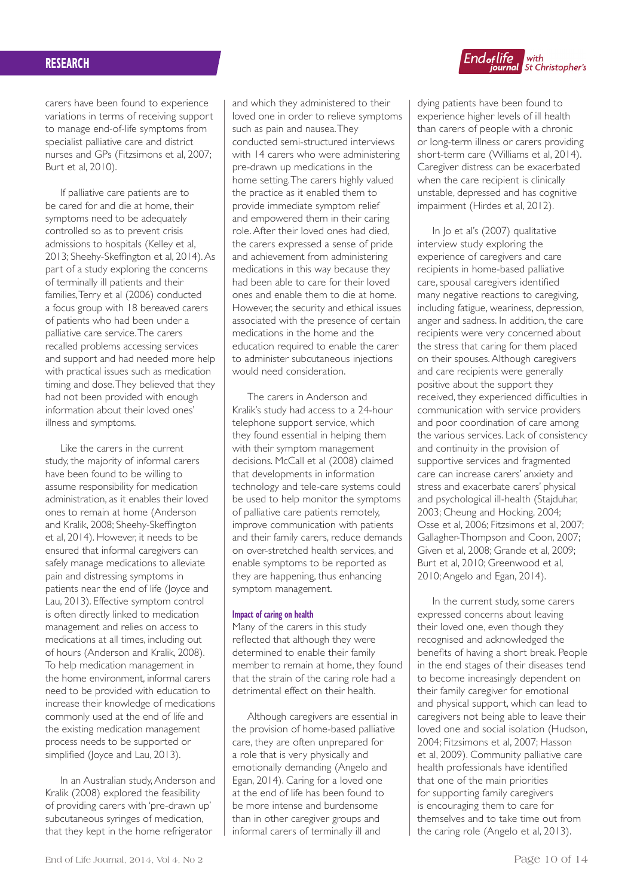carers have been found to experience variations in terms of receiving support to manage end-of-life symptoms from specialist palliative care and district nurses and GPs (Fitzsimons et al, 2007; Burt et al, 2010).

If palliative care patients are to be cared for and die at home, their symptoms need to be adequately controlled so as to prevent crisis admissions to hospitals (Kelley et al, 2013; Sheehy-Skeffington et al, 2014). As part of a study exploring the concerns of terminally ill patients and their families, Terry et al (2006) conducted a focus group with 18 bereaved carers of patients who had been under a palliative care service. The carers recalled problems accessing services and support and had needed more help with practical issues such as medication timing and dose. They believed that they had not been provided with enough information about their loved ones' illness and symptoms.

Like the carers in the current study, the majority of informal carers have been found to be willing to assume responsibility for medication administration, as it enables their loved ones to remain at home (Anderson and Kralik, 2008; Sheehy-Skeffington et al, 2014). However, it needs to be ensured that informal caregivers can safely manage medications to alleviate pain and distressing symptoms in patients near the end of life (Joyce and Lau, 2013). Effective symptom control is often directly linked to medication management and relies on access to medications at all times, including out of hours (Anderson and Kralik, 2008). To help medication management in the home environment, informal carers need to be provided with education to increase their knowledge of medications commonly used at the end of life and the existing medication management process needs to be supported or simplified (Joyce and Lau, 2013).

In an Australian study, Anderson and Kralik (2008) explored the feasibility of providing carers with 'pre-drawn up' subcutaneous syringes of medication, that they kept in the home refrigerator and which they administered to their loved one in order to relieve symptoms such as pain and nausea. They conducted semi-structured interviews with 14 carers who were administering pre-drawn up medications in the home setting. The carers highly valued the practice as it enabled them to provide immediate symptom relief and empowered them in their caring role. After their loved ones had died, the carers expressed a sense of pride and achievement from administering medications in this way because they had been able to care for their loved ones and enable them to die at home. However, the security and ethical issues associated with the presence of certain medications in the home and the education required to enable the carer to administer subcutaneous injections would need consideration.

The carers in Anderson and Kralik's study had access to a 24-hour telephone support service, which they found essential in helping them with their symptom management decisions. McCall et al (2008) claimed that developments in information technology and tele-care systems could be used to help monitor the symptoms of palliative care patients remotely, improve communication with patients and their family carers, reduce demands on over-stretched health services, and enable symptoms to be reported as they are happening, thus enhancing symptom management.

#### Impact of caring on health

Many of the carers in this study reflected that although they were determined to enable their family member to remain at home, they found that the strain of the caring role had a detrimental effect on their health.

Although caregivers are essential in the provision of home-based palliative care, they are often unprepared for a role that is very physically and emotionally demanding (Angelo and Egan, 2014). Caring for a loved one at the end of life has been found to be more intense and burdensome than in other caregiver groups and informal carers of terminally ill and dying patients have been found to experience higher levels of ill health than carers of people with a chronic or long-term illness or carers providing short-term care (Williams et al, 2014). Caregiver distress can be exacerbated when the care recipient is clinically unstable, depressed and has cognitive impairment (Hirdes et al, 2012).

In Jo et al's (2007) qualitative interview study exploring the experience of caregivers and care recipients in home-based palliative care, spousal caregivers identified many negative reactions to caregiving, including fatigue, weariness, depression, anger and sadness. In addition, the care recipients were very concerned about the stress that caring for them placed on their spouses. Although caregivers and care recipients were generally positive about the support they received, they experienced difficulties in communication with service providers and poor coordination of care among the various services. Lack of consistency and continuity in the provision of supportive services and fragmented care can increase carers' anxiety and stress and exacerbate carers' physical and psychological ill-health (Stajduhar, 2003; Cheung and Hocking, 2004; Osse et al, 2006; Fitzsimons et al, 2007; Gallagher-Thompson and Coon, 2007; Given et al, 2008; Grande et al, 2009; Burt et al, 2010; Greenwood et al, 2010; Angelo and Egan, 2014).

In the current study, some carers expressed concerns about leaving their loved one, even though they recognised and acknowledged the benefits of having a short break. People in the end stages of their diseases tend to become increasingly dependent on their family caregiver for emotional and physical support, which can lead to caregivers not being able to leave their loved one and social isolation (Hudson, 2004; Fitzsimons et al, 2007; Hasson et al, 2009). Community palliative care health professionals have identified that one of the main priorities for supporting family caregivers is encouraging them to care for themselves and to take time out from the caring role (Angelo et al, 2013).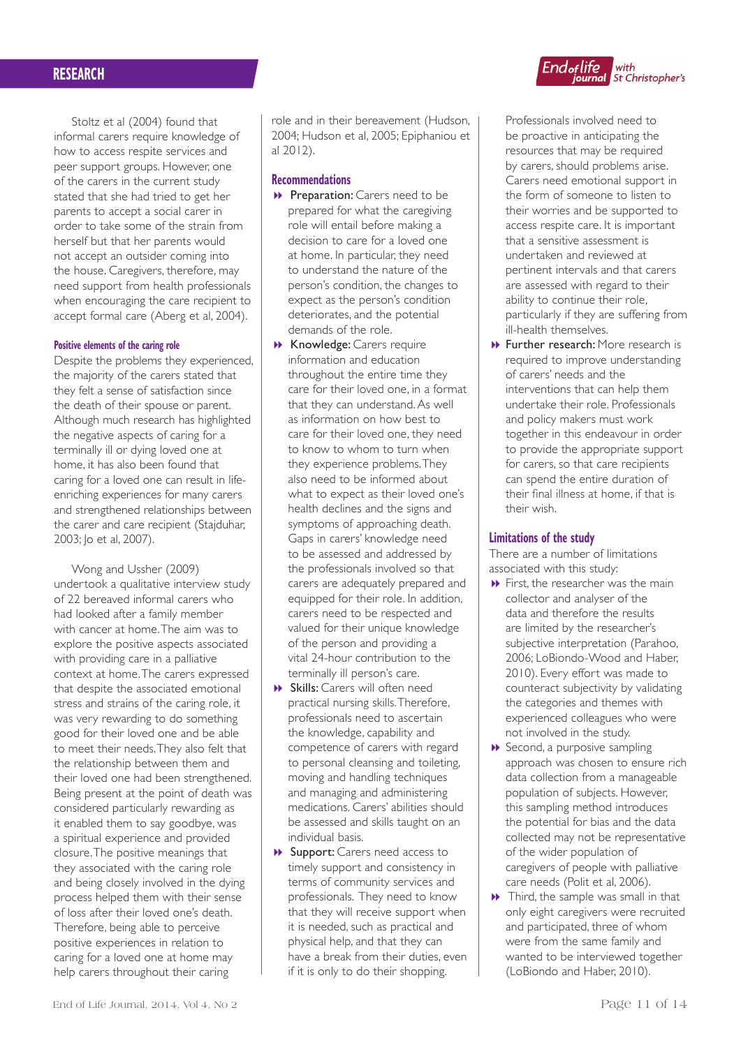Stoltz et al (2004) found that informal carers require knowledge of how to access respite services and peer support groups. However, one of the carers in the current study stated that she had tried to get her parents to accept a social carer in order to take some of the strain from herself but that her parents would not accept an outsider coming into the house. Caregivers, therefore, may need support from health professionals when encouraging the care recipient to accept formal care (Aberg et al, 2004).

#### Positive elements of the caring role

Despite the problems they experienced, the majority of the carers stated that they felt a sense of satisfaction since the death of their spouse or parent. Although much research has highlighted the negative aspects of caring for a terminally ill or dying loved one at home, it has also been found that caring for a loved one can result in life-enriching experiences for many carers and strengthened relationships between the carer and care recipient (Stajduhar, 2003; Jo et al, 2007).

Wong and Ussher (2009) undertook a qualitative interview study of 22 bereaved informal carers who had looked after a family member with cancer at home. The aim was to explore the positive aspects associated with providing care in a palliative context at home. The carers expressed that despite the associated emotional stress and strains of the caring role, it was very rewarding to do something good for their loved one and be able to meet their needs. They also felt that the relationship between them and their loved one had been strengthened. Being present at the point of death was considered particularly rewarding as it enabled them to say goodbye, was a spiritual experience and provided closure. The positive meanings that they associated with the caring role and being closely involved in the dying process helped them with their sense of loss after their loved one's death. Therefore, being able to perceive positive experiences in relation to caring for a loved one at home may help carers throughout their caring role and in their bereavement (Hudson, 2004; Hudson et al, 2005; Epiphaniou et al 2012).

### Recommendations

- **Preparation:** Carers need to be prepared for what the caregiving role will entail before making a decision to care for a loved one at home. In particular, they need to understand the nature of the person's condition, the changes to expect as the person's condition deteriorates, and the potential demands of the role.
- **Knowledge:** Carers require information and education throughout the entire time they care for their loved one, in a format that they can understand. As well as information on how best to care for their loved one, they need to know to whom to turn when they experience problems. They also need to be informed about what to expect as their loved one's health declines and the signs and symptoms of approaching death. Gaps in carers' knowledge need to be assessed and addressed by the professionals involved so that carers are adequately prepared and equipped for their role. In addition, carers need to be respected and valued for their unique knowledge of the person and providing a vital 24-hour contribution to the terminally ill person's care.
- **Skills:** Carers will often need practical nursing skills. Therefore, professionals need to ascertain the knowledge, capability and competence of carers with regard to personal cleansing and toileting, moving and handling techniques and managing and administering medications. Carers' abilities should be assessed and skills taught on an individual basis.
- **Support:** Carers need access to timely support and consistency in terms of community services and professionals. They need to know that they will receive support when it is needed, such as practical and physical help, and that they can have a break from their duties, even if it is only to do their shopping. Professionals involved need to be proactive in anticipating the resources that may be required by carers, should problems arise. Carers need emotional support in the form of someone to listen to their worries and be supported to access respite care. It is important that a sensitive assessment is undertaken and reviewed at pertinent intervals and that carers are assessed with regard to their ability to continue their role, particularly if they are suffering from ill-health themselves.
- **Further research:** More research is required to improve understanding of carers' needs and the interventions that can help them undertake their role. Professionals and policy makers must work together in this endeavour in order to provide the appropriate support for carers, so that care recipients can spend the entire duration of their final illness at home, if that is their wish.

### Limitations of the study

There are a number of limitations associated with this study:

- First, the researcher was the main collector and analyser of the data and therefore the results are limited by the researcher's subjective interpretation (Parahoo, 2006; LoBiondo-Wood and Haber, 2010). Every effort was made to counteract subjectivity by validating the categories and themes with experienced colleagues who were not involved in the study.
- Second, a purposive sampling approach was chosen to ensure rich data collection from a manageable population of subjects. However, this sampling method introduces the potential for bias and the data collected may not be representative of the wider population of caregivers of people with palliative care needs (Polit et al, 2006).
- Third, the sample was small in that only eight caregivers were recruited and participated, three of whom were from the same family and wanted to be interviewed together (LoBiondo and Haber, 2010).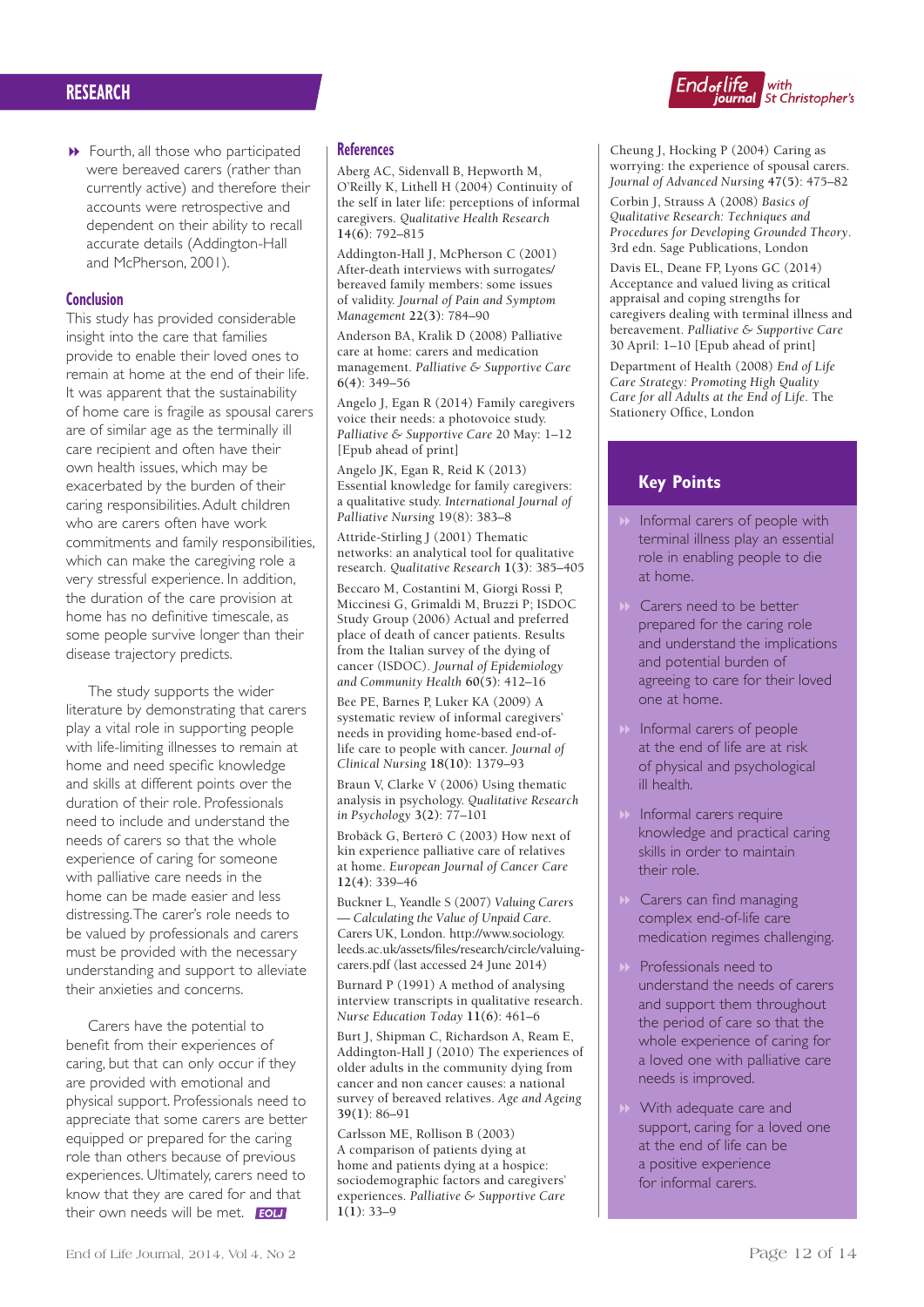- Fourth, all those who participated were bereaved carers (rather than currently active) and therefore their accounts were retrospective and dependent on their ability to recall accurate details (Addington-Hall and McPherson, 2001).

## Conclusion

This study has provided considerable insight into the care that families provide to enable their loved ones to remain at home at the end of their life. It was apparent that the sustainability of home care is fragile as spousal carers are of similar age as the terminally ill care recipient and often have their own health issues, which may be exacerbated by the burden of their caring responsibilities. Adult children who are carers often have work commitments and family responsibilities, which can make the caregiving role a very stressful experience. In addition, the duration of the care provision at home has no definitive timescale, as some people survive longer than their disease trajectory predicts.

The study supports the wider literature by demonstrating that carers play a vital role in supporting people with life-limiting illnesses to remain at home and need specific knowledge and skills at different points over the duration of their role. Professionals need to include and understand the needs of carers so that the whole experience of caring for someone with palliative care needs in the home can be made easier and less distressing. The carer's role needs to be valued by professionals and carers must be provided with the necessary understanding and support to alleviate their anxieties and concerns.

Carers have the potential to benefit from their experiences of caring, but that can only occur if they are provided with emotional and physical support. Professionals need to appreciate that some carers are better equipped or prepared for the caring role than others because of previous experiences. Ultimately, carers need to know that they are cared for and that their own needs will be met. EOLJ

## References

Aberg AC, Sidenvall B, Hepworth M, O'Reilly K, Lithell H (2004) Continuity of the self in later life: perceptions of informal caregivers. *Qualitative Health Research* **14(6)**: 792–815

Addington-Hall J, McPherson C (2001) After-death interviews with surrogates/bereaved family members: some issues of validity. *Journal of Pain and Symptom Management* **22(3)**: 784–90

Anderson BA, Kralik D (2008) Palliative care at home: carers and medication management. *Palliative & Supportive Care* **6(4)**: 349–56

Angelo J, Egan R (2014) Family caregivers voice their needs: a photovoice study. *Palliative & Supportive Care* 20 May: 1–12 [Epub ahead of print]

Angelo JK, Egan R, Reid K (2013) Essential knowledge for family caregivers: a qualitative study. *International Journal of Palliative Nursing* 19(8): 383–8

Attride-Stirling J (2001) Thematic networks: an analytical tool for qualitative research. *Qualitative Research* **1(3)**: 385–405

Beccaro M, Costantini M, Giorgi Rossi P, Miccinesi G, Grimaldi M, Bruzzi P; ISDOC Study Group (2006) Actual and preferred place of death of cancer patients. Results from the Italian survey of the dying of cancer (ISDOC). *Journal of Epidemiology and Community Health* **60(5)**: 412–16

Bee PE, Barnes P, Luker KA (2009) A systematic review of informal caregivers' needs in providing home-based end-of-life care to people with cancer. *Journal of Clinical Nursing* **18(10)**: 1379–93

Braun V, Clarke V (2006) Using thematic analysis in psychology. *Qualitative Research in Psychology* **3(2)**: 77–101

Brobäck G, Berterö C (2003) How next of kin experience palliative care of relatives at home. *European Journal of Cancer Care* **12(4)**: 339–46

Buckner L, Yeandle S (2007) *Valuing Carers — Calculating the Value of Unpaid Care*. Carers UK, London. http://www.sociology.leeds.ac.uk/assets/files/research/circle/valuing-carers.pdf (last accessed 24 June 2014)

Burnard P (1991) A method of analysing interview transcripts in qualitative research. *Nurse Education Today* **11(6)**: 461–6

Burt J, Shipman C, Richardson A, Ream E, Addington-Hall J (2010) The experiences of older adults in the community dying from cancer and non cancer causes: a national survey of bereaved relatives. *Age and Ageing* **39(1)**: 86–91

Carlsson ME, Rollison B (2003) A comparison of patients dying at home and patients dying at a hospice: sociodemographic factors and caregivers' experiences. *Palliative & Supportive Care* **1(1)**: 33–9

Cheung J, Hocking P (2004) Caring as worrying: the experience of spousal carers. *Journal of Advanced Nursing* **47(5)**: 475–82

Corbin J, Strauss A (2008) *Basics of Qualitative Research: Techniques and Procedures for Developing Grounded Theory*. 3rd edn. Sage Publications, London

Davis EL, Deane FP, Lyons GC (2014) Acceptance and valued living as critical appraisal and coping strengths for caregivers dealing with terminal illness and bereavement. *Palliative & Supportive Care* 30 April: 1–10 [Epub ahead of print]

Department of Health (2008) *End of Life Care Strategy: Promoting High Quality Care for all Adults at the End of Life*. The Stationery Office, London

## Key Points

- Informal carers of people with terminal illness play an essential role in enabling people to die at home.
- Carers need to be better prepared for the caring role and understand the implications and potential burden of agreeing to care for their loved one at home.
- Informal carers of people at the end of life are at risk of physical and psychological ill health.
- Informal carers require knowledge and practical caring skills in order to maintain their role.
- Carers can find managing complex end-of-life care medication regimes challenging.
- Professionals need to understand the needs of carers and support them throughout the period of care so that the whole experience of caring for a loved one with palliative care needs is improved.
- With adequate care and support, caring for a loved one at the end of life can be a positive experience for informal carers.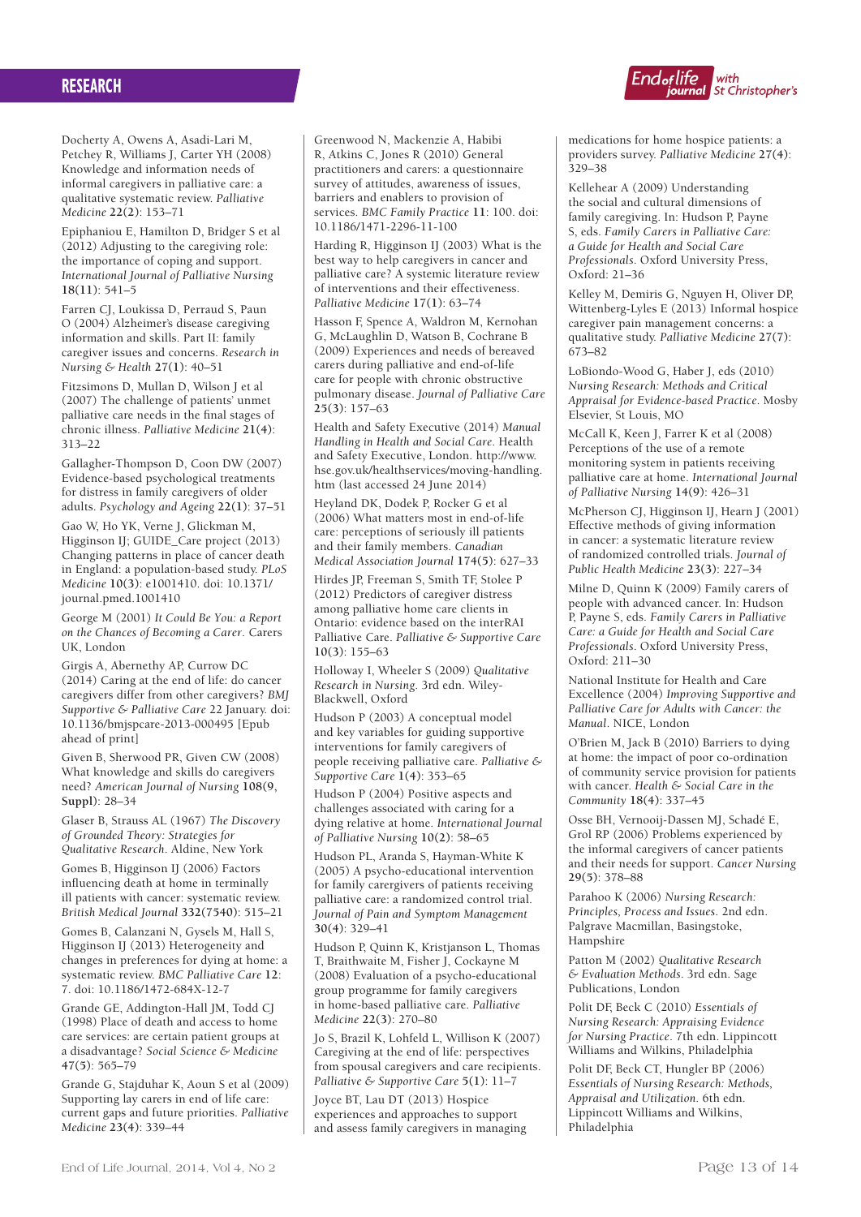Docherty A, Owens A, Asadi-Lari M, Petchey R, Williams J, Carter YH (2008) Knowledge and information needs of informal caregivers in palliative care: a qualitative systematic review. *Palliative Medicine* **22(2)**: 153–71

Epiphaniou E, Hamilton D, Bridger S et al (2012) Adjusting to the caregiving role: the importance of coping and support. *International Journal of Palliative Nursing* **18(11)**: 541–5

Farren CJ, Loukissa D, Perraud S, Paun O (2004) Alzheimer's disease caregiving information and skills. Part II: family caregiver issues and concerns. *Research in Nursing & Health* **27(1)**: 40–51

Fitzsimons D, Mullan D, Wilson J et al (2007) The challenge of patients' unmet palliative care needs in the final stages of chronic illness. *Palliative Medicine* **21(4)**: 313–22

Gallagher-Thompson D, Coon DW (2007) Evidence-based psychological treatments for distress in family caregivers of older adults. *Psychology and Ageing* **22(1)**: 37–51

Gao W, Ho YK, Verne J, Glickman M, Higginson IJ; GUIDE_Care project (2013) Changing patterns in place of cancer death in England: a population-based study. *PLoS Medicine* **10(3)**: e1001410. doi: 10.1371/journal.pmed.1001410

George M (2001) *It Could Be You: a Report on the Chances of Becoming a Carer*. Carers UK, London

Girgis A, Abernethy AP, Currow DC (2014) Caring at the end of life: do cancer caregivers differ from other caregivers? *BMJ Supportive & Palliative Care* 22 January. doi: 10.1136/bmjspcare-2013-000495 [Epub ahead of print]

Given B, Sherwood PR, Given CW (2008) What knowledge and skills do caregivers need? *American Journal of Nursing* **108(9, Suppl)**: 28–34

Glaser B, Strauss AL (1967) *The Discovery of Grounded Theory: Strategies for Qualitative Research*. Aldine, New York

Gomes B, Higginson IJ (2006) Factors influencing death at home in terminally ill patients with cancer: systematic review. *British Medical Journal* **332(7540)**: 515–21

Gomes B, Calanzani N, Gysels M, Hall S, Higginson IJ (2013) Heterogeneity and changes in preferences for dying at home: a systematic review. *BMC Palliative Care* **12**: 7. doi: 10.1186/1472-684X-12-7

Grande GE, Addington-Hall JM, Todd CJ (1998) Place of death and access to home care services: are certain patient groups at a disadvantage? *Social Science & Medicine* **47(5)**: 565–79

Grande G, Stajduhar K, Aoun S et al (2009) Supporting lay carers in end of life care: current gaps and future priorities. *Palliative Medicine* **23(4)**: 339–44

Greenwood N, Mackenzie A, Habibi R, Atkins C, Jones R (2010) General practitioners and carers: a questionnaire survey of attitudes, awareness of issues, barriers and enablers to provision of services. *BMC Family Practice* **11**: 100. doi: 10.1186/1471-2296-11-100

Harding R, Higginson IJ (2003) What is the best way to help caregivers in cancer and palliative care? A systemic literature review of interventions and their effectiveness. *Palliative Medicine* **17(1)**: 63–74

Hasson F, Spence A, Waldron M, Kernohan G, McLaughlin D, Watson B, Cochrane B (2009) Experiences and needs of bereaved carers during palliative and end-of-life care for people with chronic obstructive pulmonary disease. *Journal of Palliative Care* **25(3)**: 157–63

Health and Safety Executive (2014) *Manual Handling in Health and Social Care*. Health and Safety Executive, London. http://www.hse.gov.uk/healthservices/moving-handling.htm (last accessed 24 June 2014)

Heyland DK, Dodek P, Rocker G et al (2006) What matters most in end-of-life care: perceptions of seriously ill patients and their family members. *Canadian Medical Association Journal* **174(5)**: 627–33

Hirdes JP, Freeman S, Smith TF, Stolee P (2012) Predictors of caregiver distress among palliative home care clients in Ontario: evidence based on the interRAI Palliative Care. *Palliative & Supportive Care* **10(3)**: 155–63

Holloway I, Wheeler S (2009) *Qualitative Research in Nursing*. 3rd edn. Wiley-Blackwell, Oxford

Hudson P (2003) A conceptual model and key variables for guiding supportive interventions for family caregivers of people receiving palliative care. *Palliative & Supportive Care* **1(4)**: 353–65

Hudson P (2004) Positive aspects and challenges associated with caring for a dying relative at home. *International Journal of Palliative Nursing* **10(2)**: 58–65

Hudson PL, Aranda S, Hayman-White K (2005) A psycho-educational intervention for family carergivers of patients receiving palliative care: a randomized control trial. *Journal of Pain and Symptom Management* **30(4)**: 329–41

Hudson P, Quinn K, Kristjanson L, Thomas T, Braithwaite M, Fisher J, Cockayne M (2008) Evaluation of a psycho-educational group programme for family caregivers in home-based palliative care. *Palliative Medicine* **22(3)**: 270–80

Jo S, Brazil K, Lohfeld L, Willison K (2007) Caregiving at the end of life: perspectives from spousal caregivers and care recipients. *Palliative & Supportive Care* **5(1)**: 11–7

Joyce BT, Lau DT (2013) Hospice experiences and approaches to support and assess family caregivers in managing medications for home hospice patients: a providers survey. *Palliative Medicine* **27(4)**: 329–38

Kellehear A (2009) Understanding the social and cultural dimensions of family caregiving. In: Hudson P, Payne S, eds. *Family Carers in Palliative Care: a Guide for Health and Social Care Professionals*. Oxford University Press, Oxford: 21–36

Kelley M, Demiris G, Nguyen H, Oliver DP, Wittenberg-Lyles E (2013) Informal hospice caregiver pain management concerns: a qualitative study. *Palliative Medicine* **27(7)**: 673–82

LoBiondo-Wood G, Haber J, eds (2010) *Nursing Research: Methods and Critical Appraisal for Evidence-based Practice*. Mosby Elsevier, St Louis, MO

McCall K, Keen J, Farrer K et al (2008) Perceptions of the use of a remote monitoring system in patients receiving palliative care at home. *International Journal of Palliative Nursing* **14(9)**: 426–31

McPherson CJ, Higginson IJ, Hearn J (2001) Effective methods of giving information in cancer: a systematic literature review of randomized controlled trials. *Journal of Public Health Medicine* **23(3)**: 227–34

Milne D, Quinn K (2009) Family carers of people with advanced cancer. In: Hudson P, Payne S, eds. *Family Carers in Palliative Care: a Guide for Health and Social Care Professionals*. Oxford University Press, Oxford: 211–30

National Institute for Health and Care Excellence (2004) *Improving Supportive and Palliative Care for Adults with Cancer: the Manual*. NICE, London

O'Brien M, Jack B (2010) Barriers to dying at home: the impact of poor co-ordination of community service provision for patients with cancer. *Health & Social Care in the Community* **18(4)**: 337–45

Osse BH, Vernooij-Dassen MJ, Schadé E, Grol RP (2006) Problems experienced by the informal caregivers of cancer patients and their needs for support. *Cancer Nursing* **29(5)**: 378–88

Parahoo K (2006) *Nursing Research: Principles, Process and Issues*. 2nd edn. Palgrave Macmillan, Basingstoke, Hampshire

Patton M (2002) *Qualitative Research & Evaluation Methods*. 3rd edn. Sage Publications, London

Polit DF, Beck C (2010) *Essentials of Nursing Research: Appraising Evidence for Nursing Practice*. 7th edn. Lippincott Williams and Wilkins, Philadelphia

Polit DF, Beck CT, Hungler BP (2006) *Essentials of Nursing Research: Methods, Appraisal and Utilization*. 6th edn. Lippincott Williams and Wilkins, Philadelphia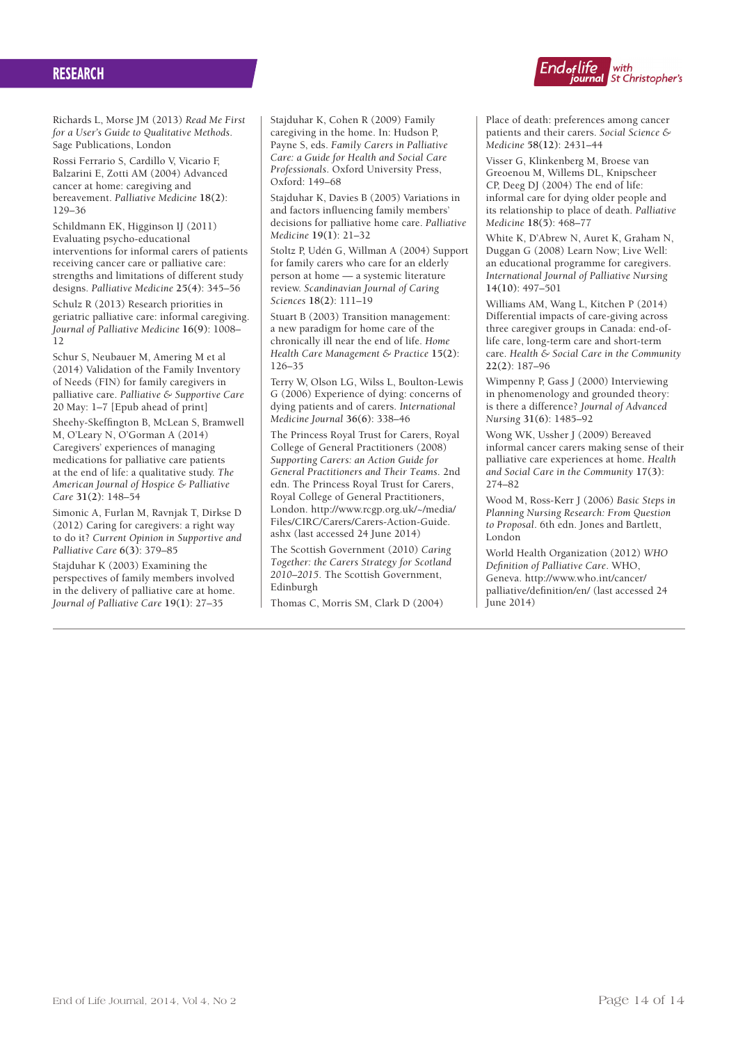Richards L, Morse JM (2013) *Read Me First for a User's Guide to Qualitative Methods*. Sage Publications, London

Rossi Ferrario S, Cardillo V, Vicario F, Balzarini E, Zotti AM (2004) Advanced cancer at home: caregiving and bereavement. *Palliative Medicine* **18(2)**: 129–36

Schildmann EK, Higginson IJ (2011) Evaluating psycho-educational interventions for informal carers of patients receiving cancer care or palliative care: strengths and limitations of different study designs. *Palliative Medicine* **25(4)**: 345–56

Schulz R (2013) Research priorities in geriatric palliative care: informal caregiving. *Journal of Palliative Medicine* **16(9)**: 1008–12

Schur S, Neubauer M, Amering M et al (2014) Validation of the Family Inventory of Needs (FIN) for family caregivers in palliative care. *Palliative & Supportive Care* 20 May: 1–7 [Epub ahead of print]

Sheehy-Skeffington B, McLean S, Bramwell M, O'Leary N, O'Gorman A (2014) Caregivers' experiences of managing medications for palliative care patients at the end of life: a qualitative study. *The American Journal of Hospice & Palliative Care* **31(2)**: 148–54

Simonic A, Furlan M, Ravnjak T, Dirkse D (2012) Caring for caregivers: a right way to do it? *Current Opinion in Supportive and Palliative Care* **6(3)**: 379–85

Stajduhar K (2003) Examining the perspectives of family members involved in the delivery of palliative care at home. *Journal of Palliative Care* **19(1)**: 27–35

Stajduhar K, Cohen R (2009) Family caregiving in the home. In: Hudson P, Payne S, eds. *Family Carers in Palliative Care: a Guide for Health and Social Care Professionals*. Oxford University Press, Oxford: 149–68

Stajduhar K, Davies B (2005) Variations in and factors influencing family members' decisions for palliative home care. *Palliative Medicine* **19(1)**: 21–32

Stoltz P, Udén G, Willman A (2004) Support for family carers who care for an elderly person at home — a systemic literature review. *Scandinavian Journal of Caring Sciences* **18(2)**: 111–19

Stuart B (2003) Transition management: a new paradigm for home care of the chronically ill near the end of life. *Home Health Care Management & Practice* **15(2)**: 126–35

Terry W, Olson LG, Wilss L, Boulton-Lewis G (2006) Experience of dying: concerns of dying patients and of carers. *International Medicine Journal* **36(6)**: 338–46

The Princess Royal Trust for Carers, Royal College of General Practitioners (2008) *Supporting Carers: an Action Guide for General Practitioners and Their Teams*. 2nd edn. The Princess Royal Trust for Carers, Royal College of General Practitioners, London. http://www.rcgp.org.uk/~/media/Files/CIRC/Carers/Carers-Action-Guide.ashx (last accessed 24 June 2014)

The Scottish Government (2010) *Caring Together: the Carers Strategy for Scotland 2010–2015*. The Scottish Government, Edinburgh

Thomas C, Morris SM, Clark D (2004) Place of death: preferences among cancer patients and their carers. *Social Science & Medicine* **58(12)**: 2431–44

Visser G, Klinkenberg M, Broese van Greoenou M, Willems DL, Knipscheer CP, Deeg DJ (2004) The end of life: informal care for dying older people and its relationship to place of death. *Palliative Medicine* **18(5)**: 468–77

White K, D'Abrew N, Auret K, Graham N, Duggan G (2008) Learn Now; Live Well: an educational programme for caregivers. *International Journal of Palliative Nursing* **14(10)**: 497–501

Williams AM, Wang L, Kitchen P (2014) Differential impacts of care-giving across three caregiver groups in Canada: end-of-life care, long-term care and short-term care. *Health & Social Care in the Community* **22(2)**: 187–96

Wimpenny P, Gass J (2000) Interviewing in phenomenology and grounded theory: is there a difference? *Journal of Advanced Nursing* **31(6)**: 1485–92

Wong WK, Ussher J (2009) Bereaved informal cancer carers making sense of their palliative care experiences at home. *Health and Social Care in the Community* **17(3)**: 274–82

Wood M, Ross-Kerr J (2006) *Basic Steps in Planning Nursing Research: From Question to Proposal*. 6th edn. Jones and Bartlett, London

World Health Organization (2012) *WHO Definition of Palliative Care*. WHO, Geneva. http://www.who.int/cancer/palliative/definition/en/ (last accessed 24 June 2014)